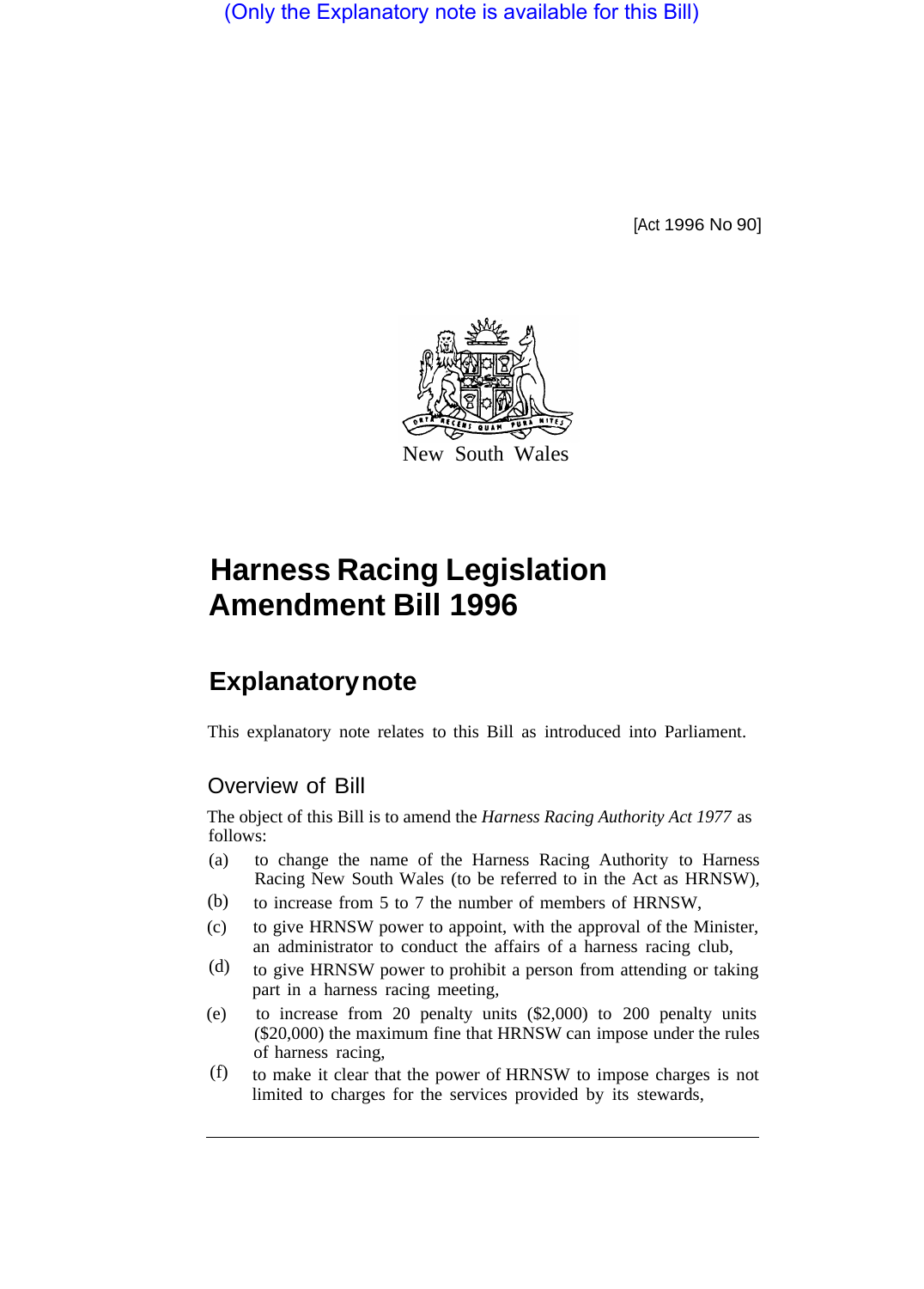(Only the Explanatory note is available for this Bill)

[Act 1996 No 90]

New South Wales

# Harness Racing Legislation Amendment Bill 1996

## Explanatory note

This explanatory note relates to this Bill as introduced into Parliament.

### Overview of Bill

The object of this Bill is to amend the *Harness Racing Authority Act 1977* as follows:

(a) to change the name of the Harness Racing Authority to Harness Racing New South Wales (to be referred to in the Act as HRNSW),

(b) to increase from 5 to 7 the number of members of HRNSW,

(c) to give HRNSW power to appoint, with the approval of the Minister, an administrator to conduct the affairs of a harness racing club,

(d) to give HRNSW power to prohibit a person from attending or taking part in a harness racing meeting,

(e) to increase from 20 penalty units ($2,000) to 200 penalty units ($20,000) the maximum fine that HRNSW can impose under the rules of harness racing,

(f) to make it clear that the power of HRNSW to impose charges is not limited to charges for the services provided by its stewards,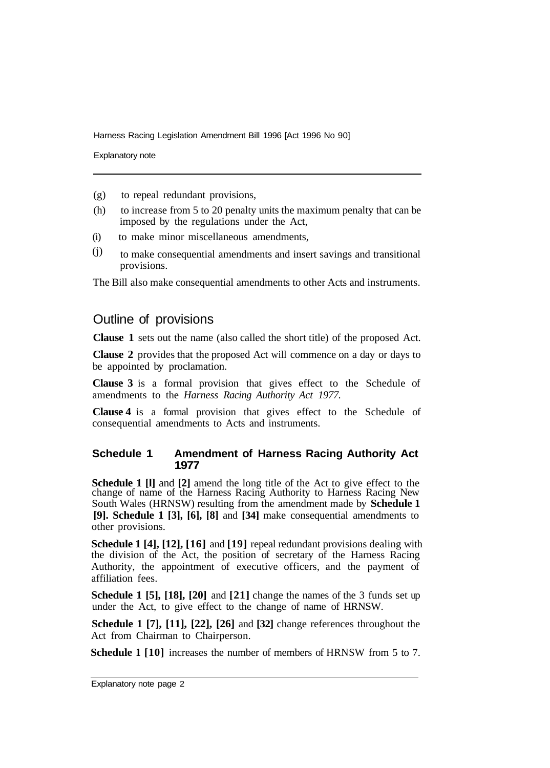(g) to repeal redundant provisions,

(h) to increase from 5 to 20 penalty units the maximum penalty that can be imposed by the regulations under the Act,

(i) to make minor miscellaneous amendments,

(j) to make consequential amendments and insert savings and transitional provisions.

The Bill also make consequential amendments to other Acts and instruments.

## Outline of provisions

**Clause 1** sets out the name (also called the short title) of the proposed Act.

**Clause 2** provides that the proposed Act will commence on a day or days to be appointed by proclamation.

**Clause 3** is a formal provision that gives effect to the Schedule of amendments to the *Harness Racing Authority Act 1977.*

**Clause 4** is a formal provision that gives effect to the Schedule of consequential amendments to Acts and instruments.

### Schedule 1 Amendment of Harness Racing Authority Act 1977

**Schedule 1 [l]** and **[2]** amend the long title of the Act to give effect to the change of name of the Harness Racing Authority to Harness Racing New South Wales (HRNSW) resulting from the amendment made by **Schedule 1 [9]. Schedule 1 [3], [6], [8]** and **[34]** make consequential amendments to other provisions.

**Schedule 1 [4], [12], [16]** and **[19]** repeal redundant provisions dealing with the division of the Act, the position of secretary of the Harness Racing Authority, the appointment of executive officers, and the payment of affiliation fees.

**Schedule 1 [5], [18], [20]** and **[21]** change the names of the 3 funds set up under the Act, to give effect to the change of name of HRNSW.

**Schedule 1 [7], [11], [22], [26]** and **[32]** change references throughout the Act from Chairman to Chairperson.

**Schedule 1 [10]** increases the number of members of HRNSW from 5 to 7.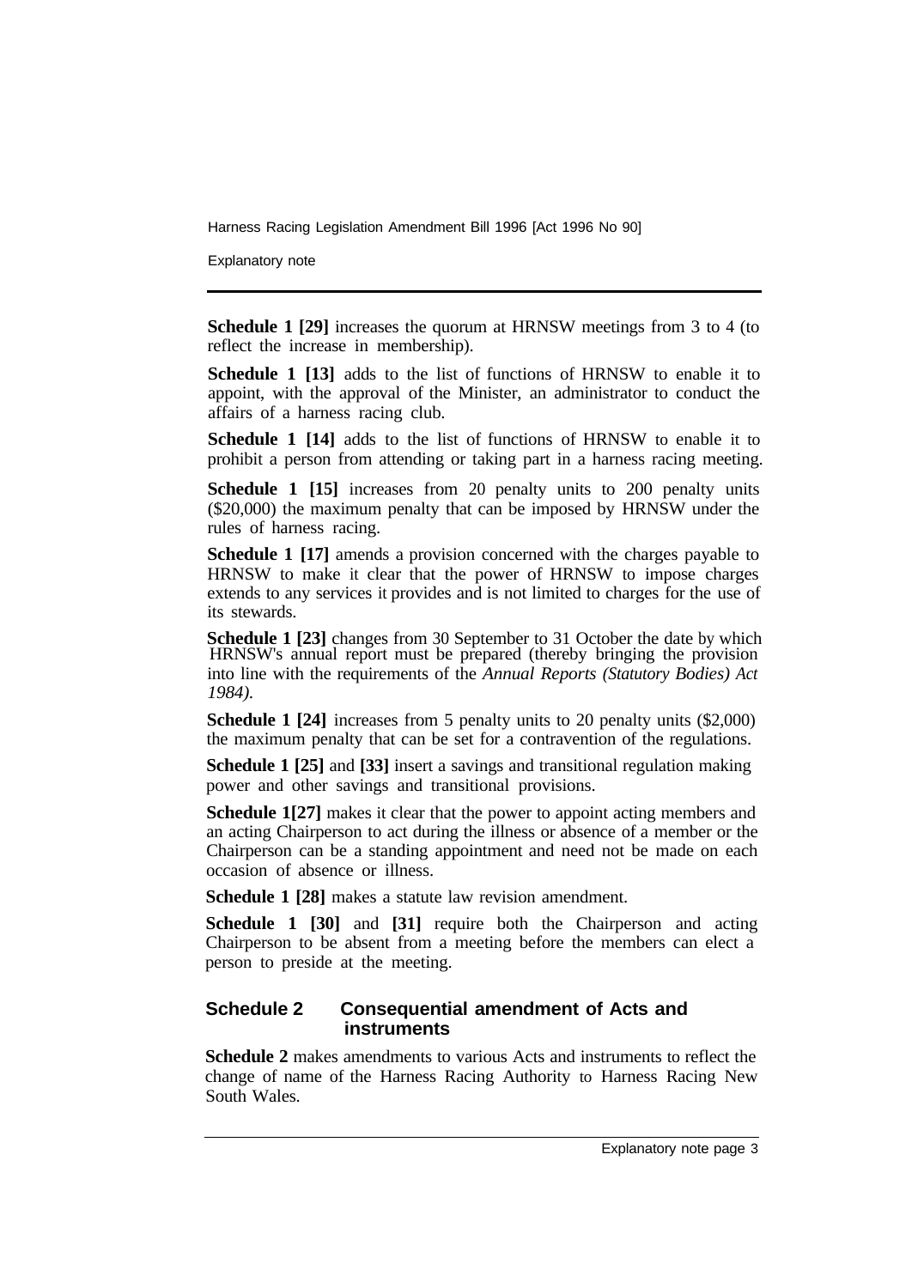**Schedule 1 [29]** increases the quorum at HRNSW meetings from 3 to 4 (to reflect the increase in membership).

**Schedule 1 [13]** adds to the list of functions of HRNSW to enable it to appoint, with the approval of the Minister, an administrator to conduct the affairs of a harness racing club.

**Schedule 1 [14]** adds to the list of functions of HRNSW to enable it to prohibit a person from attending or taking part in a harness racing meeting.

**Schedule 1 [15]** increases from 20 penalty units to 200 penalty units ($20,000) the maximum penalty that can be imposed by HRNSW under the rules of harness racing.

**Schedule 1 [17]** amends a provision concerned with the charges payable to HRNSW to make it clear that the power of HRNSW to impose charges extends to any services it provides and is not limited to charges for the use of its stewards.

**Schedule 1 [23]** changes from 30 September to 31 October the date by which HRNSW's annual report must be prepared (thereby bringing the provision into line with the requirements of the *Annual Reports (Statutory Bodies) Act 1984)*.

**Schedule 1 [24]** increases from 5 penalty units to 20 penalty units ($2,000) the maximum penalty that can be set for a contravention of the regulations.

**Schedule 1 [25]** and **[33]** insert a savings and transitional regulation making power and other savings and transitional provisions.

**Schedule 1[27]** makes it clear that the power to appoint acting members and an acting Chairperson to act during the illness or absence of a member or the Chairperson can be a standing appointment and need not be made on each occasion of absence or illness.

**Schedule 1 [28]** makes a statute law revision amendment.

**Schedule 1 [30]** and **[31]** require both the Chairperson and acting Chairperson to be absent from a meeting before the members can elect a person to preside at the meeting.

## Schedule 2 Consequential amendment of Acts and instruments

**Schedule 2** makes amendments to various Acts and instruments to reflect the change of name of the Harness Racing Authority to Harness Racing New South Wales.